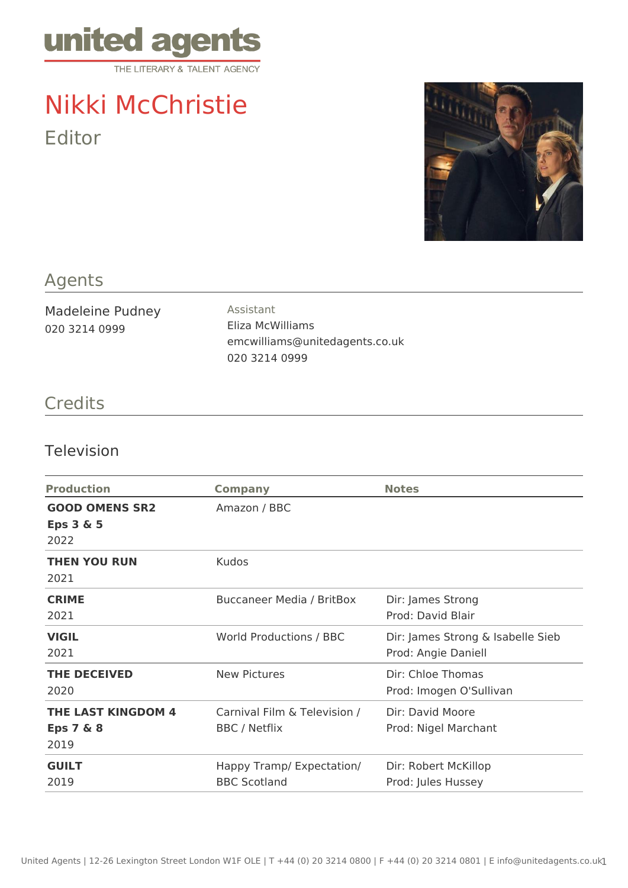united agents
THE LITERARY & TALENT AGENCY

# Nikki McChristie

Editor

## Agents

Madeleine Pudney
020 3214 0999

Assistant
Eliza McWilliams
emcwilliams@unitedagents.co.uk
020 3214 0999

## Credits

### Television

| Production | Company | Notes |
|---|---|---|
| **GOOD OMENS SR2** **Eps 3 & 5** 2022 | Amazon / BBC | |
| **THEN YOU RUN** 2021 | Kudos | |
| **CRIME** 2021 | Buccaneer Media / BritBox | Dir: James Strong Prod: David Blair |
| **VIGIL** 2021 | World Productions / BBC | Dir: James Strong & Isabelle Sieb Prod: Angie Daniell |
| **THE DECEIVED** 2020 | New Pictures | Dir: Chloe Thomas Prod: Imogen O'Sullivan |
| **THE LAST KINGDOM 4** **Eps 7 & 8** 2019 | Carnival Film & Television / BBC / Netflix | Dir: David Moore Prod: Nigel Marchant |
| **GUILT** 2019 | Happy Tramp/ Expectation/ BBC Scotland | Dir: Robert McKillop Prod: Jules Hussey |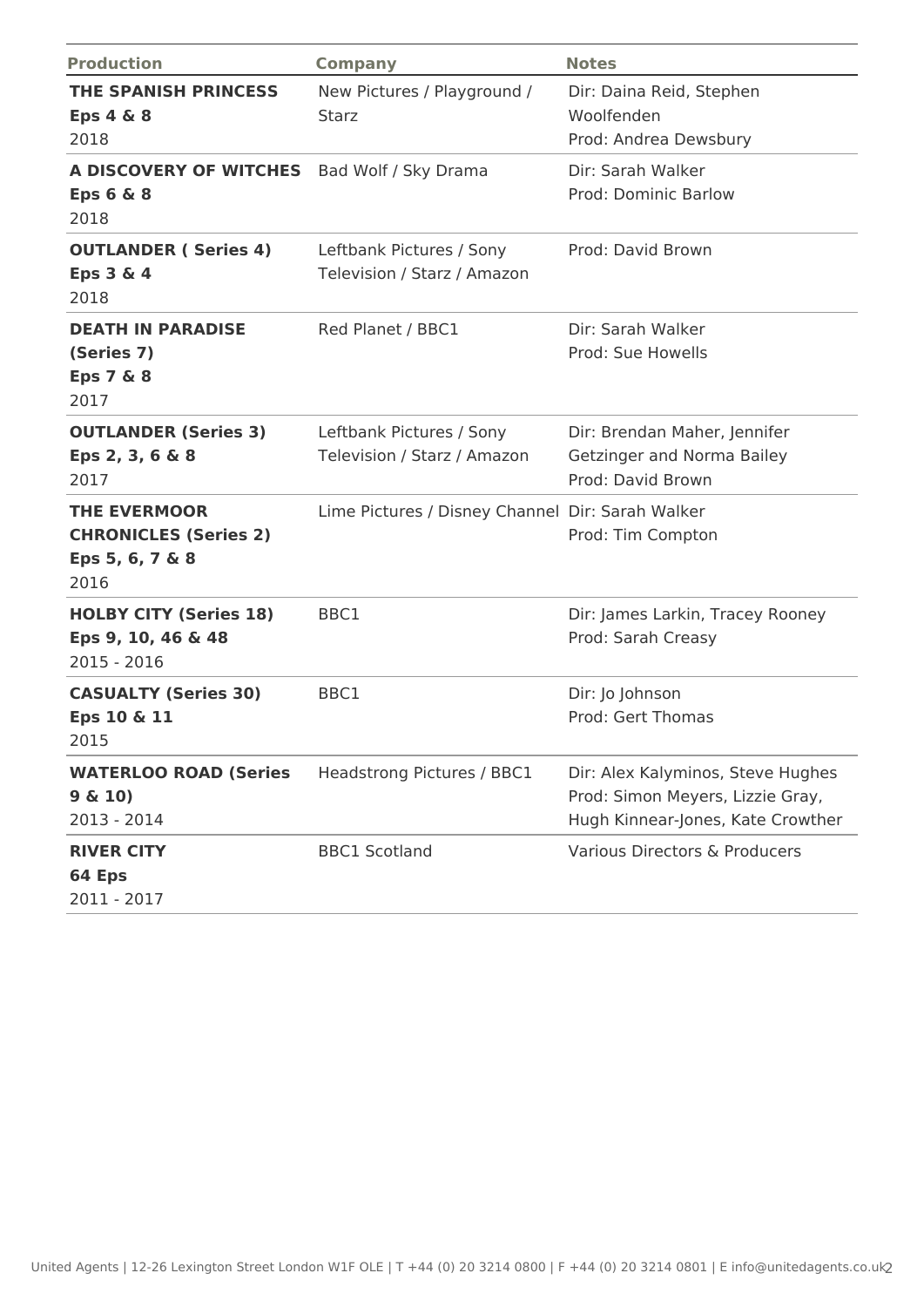| Production | Company | Notes |
|---|---|---|
| **THE SPANISH PRINCESS** **Eps 4 & 8** 2018 | New Pictures / Playground / Starz | Dir: Daina Reid, Stephen Woolfenden Prod: Andrea Dewsbury |
| **A DISCOVERY OF WITCHES** **Eps 6 & 8** 2018 | Bad Wolf / Sky Drama | Dir: Sarah Walker Prod: Dominic Barlow |
| **OUTLANDER ( Series 4)** **Eps 3 & 4** 2018 | Leftbank Pictures / Sony Television / Starz / Amazon | Prod: David Brown |
| **DEATH IN PARADISE (Series 7)** **Eps 7 & 8** 2017 | Red Planet / BBC1 | Dir: Sarah Walker Prod: Sue Howells |
| **OUTLANDER (Series 3)** **Eps 2, 3, 6 & 8** 2017 | Leftbank Pictures / Sony Television / Starz / Amazon | Dir: Brendan Maher, Jennifer Getzinger and Norma Bailey Prod: David Brown |
| **THE EVERMOOR CHRONICLES (Series 2)** **Eps 5, 6, 7 & 8** 2016 | Lime Pictures / Disney Channel | Dir: Sarah Walker Prod: Tim Compton |
| **HOLBY CITY (Series 18)** **Eps 9, 10, 46 & 48** 2015 - 2016 | BBC1 | Dir: James Larkin, Tracey Rooney Prod: Sarah Creasy |
| **CASUALTY (Series 30)** **Eps 10 & 11** 2015 | BBC1 | Dir: Jo Johnson Prod: Gert Thomas |
| **WATERLOO ROAD (Series 9 & 10)** 2013 - 2014 | Headstrong Pictures / BBC1 | Dir: Alex Kalyminos, Steve Hughes Prod: Simon Meyers, Lizzie Gray, Hugh Kinnear-Jones, Kate Crowther |
| **RIVER CITY** **64 Eps** 2011 - 2017 | BBC1 Scotland | Various Directors & Producers |

United Agents | 12-26 Lexington Street London W1F OLE | T +44 (0) 20 3214 0800 | F +44 (0) 20 3214 0801 | E info@unitedagents.co.uk